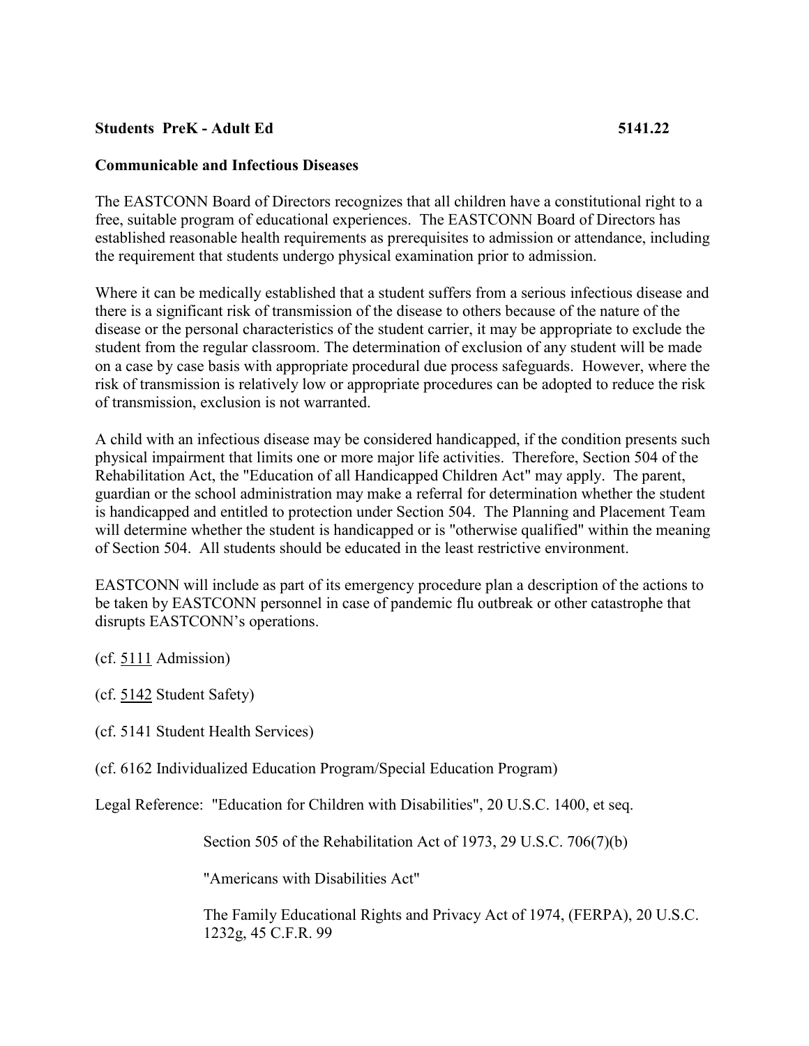**Students PreK - Adult Ed** **5141.22**

**Communicable and Infectious Diseases**

The EASTCONN Board of Directors recognizes that all children have a constitutional right to a free, suitable program of educational experiences. The EASTCONN Board of Directors has established reasonable health requirements as prerequisites to admission or attendance, including the requirement that students undergo physical examination prior to admission.

Where it can be medically established that a student suffers from a serious infectious disease and there is a significant risk of transmission of the disease to others because of the nature of the disease or the personal characteristics of the student carrier, it may be appropriate to exclude the student from the regular classroom. The determination of exclusion of any student will be made on a case by case basis with appropriate procedural due process safeguards. However, where the risk of transmission is relatively low or appropriate procedures can be adopted to reduce the risk of transmission, exclusion is not warranted.

A child with an infectious disease may be considered handicapped, if the condition presents such physical impairment that limits one or more major life activities. Therefore, Section 504 of the Rehabilitation Act, the "Education of all Handicapped Children Act" may apply. The parent, guardian or the school administration may make a referral for determination whether the student is handicapped and entitled to protection under Section 504. The Planning and Placement Team will determine whether the student is handicapped or is "otherwise qualified" within the meaning of Section 504. All students should be educated in the least restrictive environment.

EASTCONN will include as part of its emergency procedure plan a description of the actions to be taken by EASTCONN personnel in case of pandemic flu outbreak or other catastrophe that disrupts EASTCONN's operations.

(cf. 5111 Admission)

(cf. 5142 Student Safety)

(cf. 5141 Student Health Services)

(cf. 6162 Individualized Education Program/Special Education Program)

Legal Reference: "Education for Children with Disabilities", 20 U.S.C. 1400, et seq.

Section 505 of the Rehabilitation Act of 1973, 29 U.S.C. 706(7)(b)

"Americans with Disabilities Act"

The Family Educational Rights and Privacy Act of 1974, (FERPA), 20 U.S.C. 1232g, 45 C.F.R. 99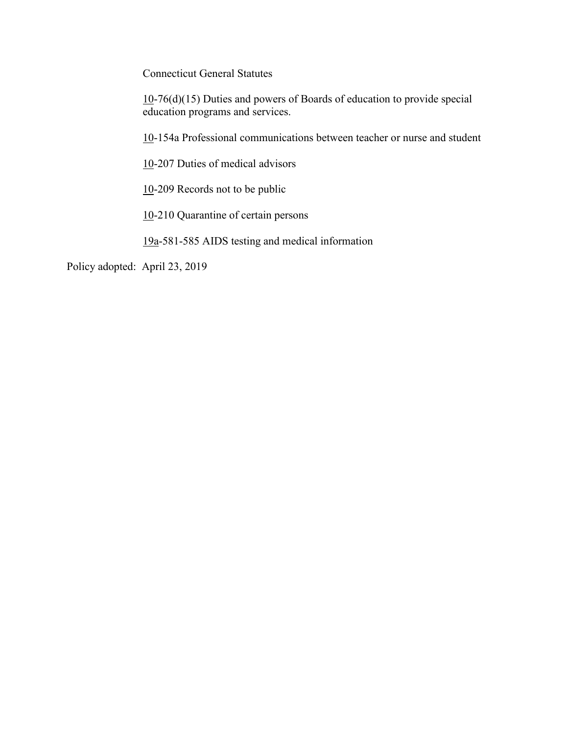Connecticut General Statutes

10-76(d)(15) Duties and powers of Boards of education to provide special education programs and services.

10-154a Professional communications between teacher or nurse and student

10-207 Duties of medical advisors

10-209 Records not to be public

10-210 Quarantine of certain persons

19a-581-585 AIDS testing and medical information

Policy adopted: April 23, 2019